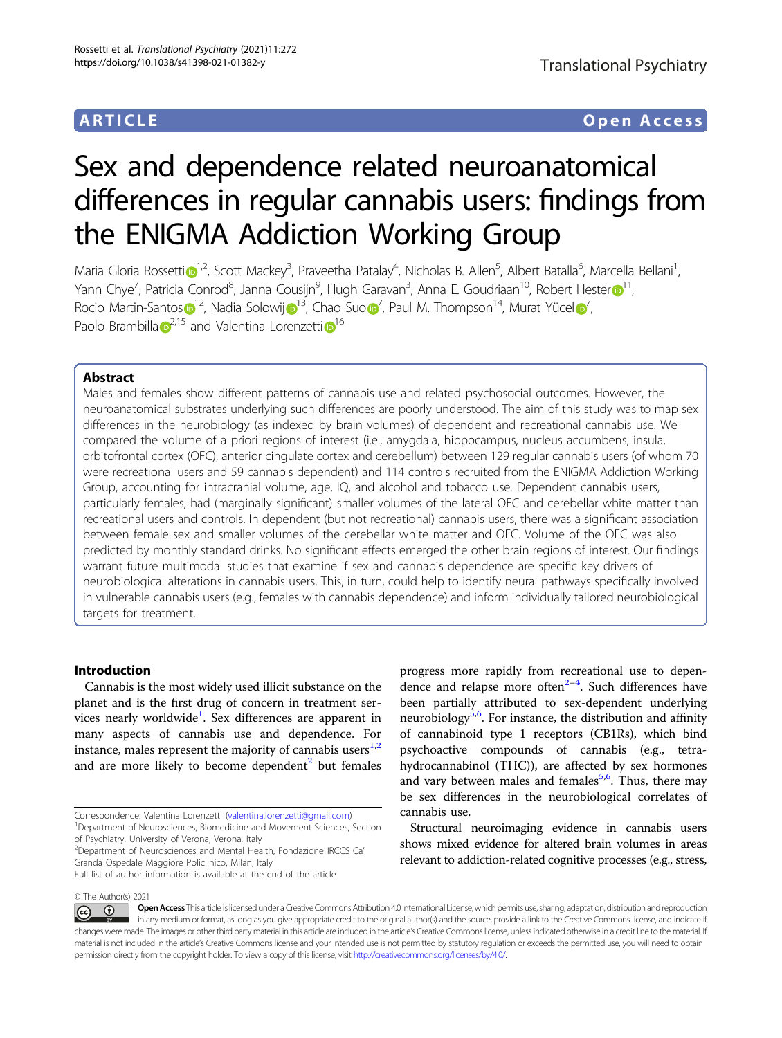ARTICLE | Open Access

# Sex and dependence related neuroanatomical differences in regular cannabis users: findings from the ENIGMA Addiction Working Group

Maria Gloria Rossetti[1,2], Scott Mackey[3], Praveetha Patalay[4], Nicholas B. Allen[5], Albert Batalla[6], Marcella Bellani[1], Yann Chye[7], Patricia Conrod[8], Janna Cousijn[9], Hugh Garavan[3], Anna E. Goudriaan[10], Robert Hester[11], Rocio Martin-Santos[12], Nadia Solowij[13], Chao Suo[7], Paul M. Thompson[14], Murat Yücel[7], Paolo Brambilla[2,15] and Valentina Lorenzetti[16]

## Abstract

Males and females show different patterns of cannabis use and related psychosocial outcomes. However, the neuroanatomical substrates underlying such differences are poorly understood. The aim of this study was to map sex differences in the neurobiology (as indexed by brain volumes) of dependent and recreational cannabis use. We compared the volume of a priori regions of interest (i.e., amygdala, hippocampus, nucleus accumbens, insula, orbitofrontal cortex (OFC), anterior cingulate cortex and cerebellum) between 129 regular cannabis users (of whom 70 were recreational users and 59 cannabis dependent) and 114 controls recruited from the ENIGMA Addiction Working Group, accounting for intracranial volume, age, IQ, and alcohol and tobacco use. Dependent cannabis users, particularly females, had (marginally significant) smaller volumes of the lateral OFC and cerebellar white matter than recreational users and controls. In dependent (but not recreational) cannabis users, there was a significant association between female sex and smaller volumes of the cerebellar white matter and OFC. Volume of the OFC was also predicted by monthly standard drinks. No significant effects emerged the other brain regions of interest. Our findings warrant future multimodal studies that examine if sex and cannabis dependence are specific key drivers of neurobiological alterations in cannabis users. This, in turn, could help to identify neural pathways specifically involved in vulnerable cannabis users (e.g., females with cannabis dependence) and inform individually tailored neurobiological targets for treatment.

## Introduction

Cannabis is the most widely used illicit substance on the planet and is the first drug of concern in treatment services nearly worldwide[1]. Sex differences are apparent in many aspects of cannabis use and dependence. For instance, males represent the majority of cannabis users[1,2] and are more likely to become dependent[2] but females progress more rapidly from recreational use to dependence and relapse more often[2–4]. Such differences have been partially attributed to sex-dependent underlying neurobiology[5,6]. For instance, the distribution and affinity of cannabinoid type 1 receptors (CB1Rs), which bind psychoactive compounds of cannabis (e.g., tetrahydrocannabinol (THC)), are affected by sex hormones and vary between males and females[5,6]. Thus, there may be sex differences in the neurobiological correlates of cannabis use.

Structural neuroimaging evidence in cannabis users shows mixed evidence for altered brain volumes in areas relevant to addiction-related cognitive processes (e.g., stress,

Correspondence: Valentina Lorenzetti (valentina.lorenzetti@gmail.com)
[1]Department of Neurosciences, Biomedicine and Movement Sciences, Section of Psychiatry, University of Verona, Verona, Italy
[2]Department of Neurosciences and Mental Health, Fondazione IRCCS Ca' Granda Ospedale Maggiore Policlinico, Milan, Italy
Full list of author information is available at the end of the article

© The Author(s) 2021

Open Access This article is licensed under a Creative Commons Attribution 4.0 International License, which permits use, sharing, adaptation, distribution and reproduction in any medium or format, as long as you give appropriate credit to the original author(s) and the source, provide a link to the Creative Commons license, and indicate if changes were made. The images or other third party material in this article are included in the article's Creative Commons license, unless indicated otherwise in a credit line to the material. If material is not included in the article's Creative Commons license and your intended use is not permitted by statutory regulation or exceeds the permitted use, you will need to obtain permission directly from the copyright holder. To view a copy of this license, visit http://creativecommons.org/licenses/by/4.0/.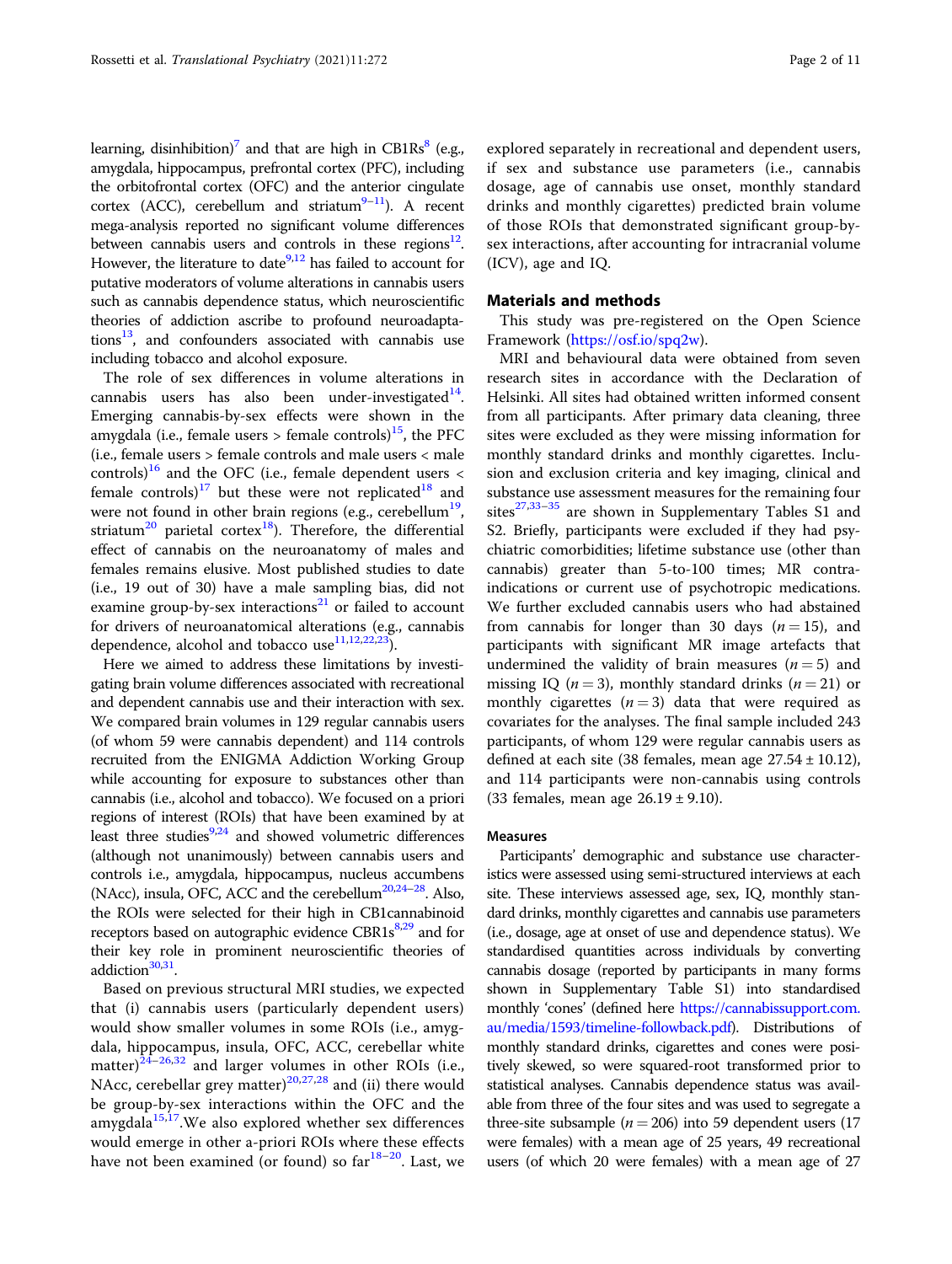learning, disinhibition)[7] and that are high in CB1Rs[8] (e.g., amygdala, hippocampus, prefrontal cortex (PFC), including the orbitofrontal cortex (OFC) and the anterior cingulate cortex (ACC), cerebellum and striatum[9–11]). A recent mega-analysis reported no significant volume differences between cannabis users and controls in these regions[12]. However, the literature to date[9,12] has failed to account for putative moderators of volume alterations in cannabis users such as cannabis dependence status, which neuroscientific theories of addiction ascribe to profound neuroadaptations[13], and confounders associated with cannabis use including tobacco and alcohol exposure.

The role of sex differences in volume alterations in cannabis users has also been under-investigated[14]. Emerging cannabis-by-sex effects were shown in the amygdala (i.e., female users > female controls)[15], the PFC (i.e., female users > female controls and male users < male controls)[16] and the OFC (i.e., female dependent users < female controls)[17] but these were not replicated[18] and were not found in other brain regions (e.g., cerebellum[19], striatum[20] parietal cortex[18]). Therefore, the differential effect of cannabis on the neuroanatomy of males and females remains elusive. Most published studies to date (i.e., 19 out of 30) have a male sampling bias, did not examine group-by-sex interactions[21] or failed to account for drivers of neuroanatomical alterations (e.g., cannabis dependence, alcohol and tobacco use[11,12,22,23]).

Here we aimed to address these limitations by investigating brain volume differences associated with recreational and dependent cannabis use and their interaction with sex. We compared brain volumes in 129 regular cannabis users (of whom 59 were cannabis dependent) and 114 controls recruited from the ENIGMA Addiction Working Group while accounting for exposure to substances other than cannabis (i.e., alcohol and tobacco). We focused on a priori regions of interest (ROIs) that have been examined by at least three studies[9,24] and showed volumetric differences (although not unanimously) between cannabis users and controls i.e., amygdala, hippocampus, nucleus accumbens (NAcc), insula, OFC, ACC and the cerebellum[20,24–28]. Also, the ROIs were selected for their high in CB1cannabinoid receptors based on autographic evidence CBR1s[8,29] and for their key role in prominent neuroscientific theories of addiction[30,31].

Based on previous structural MRI studies, we expected that (i) cannabis users (particularly dependent users) would show smaller volumes in some ROIs (i.e., amygdala, hippocampus, insula, OFC, ACC, cerebellar white matter)[24–26,32] and larger volumes in other ROIs (i.e., NAcc, cerebellar grey matter)[20,27,28] and (ii) there would be group-by-sex interactions within the OFC and the amygdala[15,17].We also explored whether sex differences would emerge in other a-priori ROIs where these effects have not been examined (or found) so far[18–20]. Last, we explored separately in recreational and dependent users, if sex and substance use parameters (i.e., cannabis dosage, age of cannabis use onset, monthly standard drinks and monthly cigarettes) predicted brain volume of those ROIs that demonstrated significant group-by-sex interactions, after accounting for intracranial volume (ICV), age and IQ.

## Materials and methods

This study was pre-registered on the Open Science Framework (https://osf.io/spq2w).

MRI and behavioural data were obtained from seven research sites in accordance with the Declaration of Helsinki. All sites had obtained written informed consent from all participants. After primary data cleaning, three sites were excluded as they were missing information for monthly standard drinks and monthly cigarettes. Inclusion and exclusion criteria and key imaging, clinical and substance use assessment measures for the remaining four sites[27,33–35] are shown in Supplementary Tables S1 and S2. Briefly, participants were excluded if they had psychiatric comorbidities; lifetime substance use (other than cannabis) greater than 5-to-100 times; MR contraindications or current use of psychotropic medications. We further excluded cannabis users who had abstained from cannabis for longer than 30 days ($n = 15$), and participants with significant MR image artefacts that undermined the validity of brain measures ($n = 5$) and missing IQ ($n = 3$), monthly standard drinks ($n = 21$) or monthly cigarettes ($n = 3$) data that were required as covariates for the analyses. The final sample included 243 participants, of whom 129 were regular cannabis users as defined at each site (38 females, mean age 27.54 ± 10.12), and 114 participants were non-cannabis using controls (33 females, mean age 26.19 ± 9.10).

### Measures

Participants' demographic and substance use characteristics were assessed using semi-structured interviews at each site. These interviews assessed age, sex, IQ, monthly standard drinks, monthly cigarettes and cannabis use parameters (i.e., dosage, age at onset of use and dependence status). We standardised quantities across individuals by converting cannabis dosage (reported by participants in many forms shown in Supplementary Table S1) into standardised monthly 'cones' (defined here https://cannabissupport.com.au/media/1593/timeline-followback.pdf). Distributions of monthly standard drinks, cigarettes and cones were positively skewed, so were squared-root transformed prior to statistical analyses. Cannabis dependence status was available from three of the four sites and was used to segregate a three-site subsample ($n = 206$) into 59 dependent users (17 were females) with a mean age of 25 years, 49 recreational users (of which 20 were females) with a mean age of 27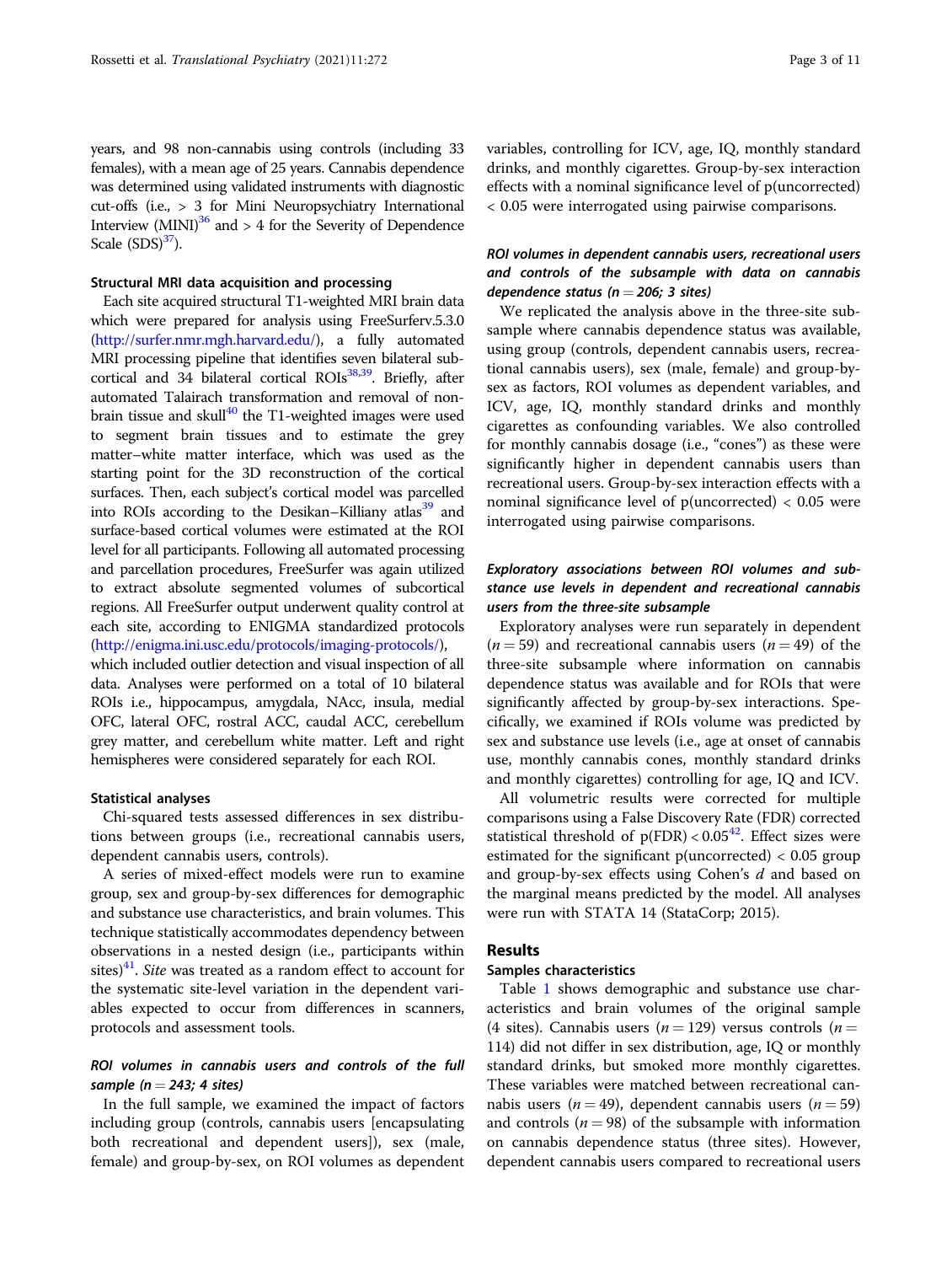years, and 98 non-cannabis using controls (including 33 females), with a mean age of 25 years. Cannabis dependence was determined using validated instruments with diagnostic cut-offs (i.e., > 3 for Mini Neuropsychiatry International Interview (MINI)[36] and > 4 for the Severity of Dependence Scale (SDS)[37]).

### Structural MRI data acquisition and processing

Each site acquired structural T1-weighted MRI brain data which were prepared for analysis using FreeSurferv.5.3.0 (http://surfer.nmr.mgh.harvard.edu/), a fully automated MRI processing pipeline that identifies seven bilateral subcortical and 34 bilateral cortical ROIs[38,39]. Briefly, after automated Talairach transformation and removal of non-brain tissue and skull[40] the T1-weighted images were used to segment brain tissues and to estimate the grey matter–white matter interface, which was used as the starting point for the 3D reconstruction of the cortical surfaces. Then, each subject's cortical model was parcelled into ROIs according to the Desikan–Killiany atlas[39] and surface-based cortical volumes were estimated at the ROI level for all participants. Following all automated processing and parcellation procedures, FreeSurfer was again utilized to extract absolute segmented volumes of subcortical regions. All FreeSurfer output underwent quality control at each site, according to ENIGMA standardized protocols (http://enigma.ini.usc.edu/protocols/imaging-protocols/), which included outlier detection and visual inspection of all data. Analyses were performed on a total of 10 bilateral ROIs i.e., hippocampus, amygdala, NAcc, insula, medial OFC, lateral OFC, rostral ACC, caudal ACC, cerebellum grey matter, and cerebellum white matter. Left and right hemispheres were considered separately for each ROI.

### Statistical analyses

Chi-squared tests assessed differences in sex distributions between groups (i.e., recreational cannabis users, dependent cannabis users, controls).

A series of mixed-effect models were run to examine group, sex and group-by-sex differences for demographic and substance use characteristics, and brain volumes. This technique statistically accommodates dependency between observations in a nested design (i.e., participants within sites)[41]. *Site* was treated as a random effect to account for the systematic site-level variation in the dependent variables expected to occur from differences in scanners, protocols and assessment tools.

#### *ROI volumes in cannabis users and controls of the full sample (n = 243; 4 sites)*

In the full sample, we examined the impact of factors including group (controls, cannabis users [encapsulating both recreational and dependent users]), sex (male, female) and group-by-sex, on ROI volumes as dependent variables, controlling for ICV, age, IQ, monthly standard drinks, and monthly cigarettes. Group-by-sex interaction effects with a nominal significance level of p(uncorrected) < 0.05 were interrogated using pairwise comparisons.

#### *ROI volumes in dependent cannabis users, recreational users and controls of the subsample with data on cannabis dependence status (n = 206; 3 sites)*

We replicated the analysis above in the three-site subsample where cannabis dependence status was available, using group (controls, dependent cannabis users, recreational cannabis users), sex (male, female) and group-by-sex as factors, ROI volumes as dependent variables, and ICV, age, IQ, monthly standard drinks and monthly cigarettes as confounding variables. We also controlled for monthly cannabis dosage (i.e., "cones") as these were significantly higher in dependent cannabis users than recreational users. Group-by-sex interaction effects with a nominal significance level of p(uncorrected) < 0.05 were interrogated using pairwise comparisons.

#### *Exploratory associations between ROI volumes and substance use levels in dependent and recreational cannabis users from the three-site subsample*

Exploratory analyses were run separately in dependent ($n = 59$) and recreational cannabis users ($n = 49$) of the three-site subsample where information on cannabis dependence status was available and for ROIs that were significantly affected by group-by-sex interactions. Specifically, we examined if ROIs volume was predicted by sex and substance use levels (i.e., age at onset of cannabis use, monthly cannabis cones, monthly standard drinks and monthly cigarettes) controlling for age, IQ and ICV.

All volumetric results were corrected for multiple comparisons using a False Discovery Rate (FDR) corrected statistical threshold of p(FDR) < 0.05[42]. Effect sizes were estimated for the significant p(uncorrected) < 0.05 group and group-by-sex effects using Cohen's *d* and based on the marginal means predicted by the model. All analyses were run with STATA 14 (StataCorp; 2015).

## Results

### Samples characteristics

Table 1 shows demographic and substance use characteristics and brain volumes of the original sample (4 sites). Cannabis users ($n = 129$) versus controls ($n = 114$) did not differ in sex distribution, age, IQ or monthly standard drinks, but smoked more monthly cigarettes. These variables were matched between recreational cannabis users ($n = 49$), dependent cannabis users ($n = 59$) and controls ($n = 98$) of the subsample with information on cannabis dependence status (three sites). However, dependent cannabis users compared to recreational users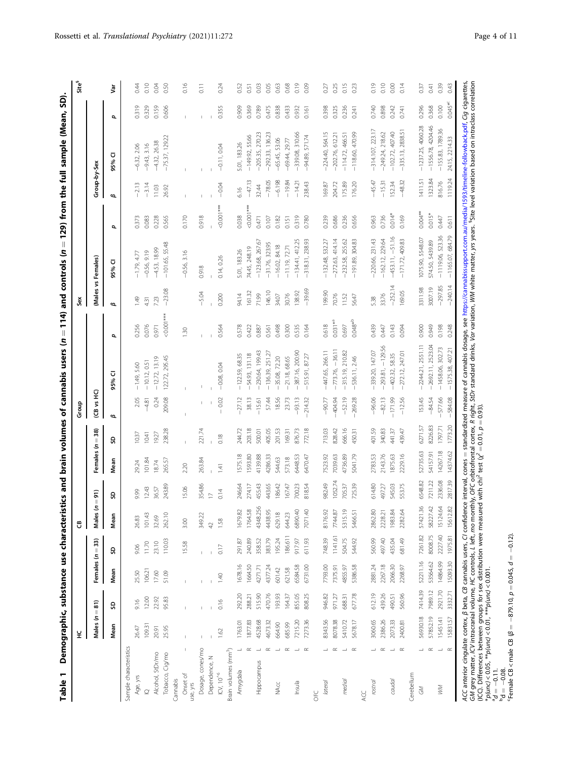**Table 1 Demographic, substance use characteristics and brain volumes of cannabis users (n = 114) and controls (n = 129) from the full sample (Mean, SD).**

| | | HC | | | | CB | | | | Group | | | Sex | | | Group-by-Sex | | | Site[§] |
|---|---|---|---|---|---|---|---|---|---|---|---|---|---|---|---|---|---|---|---|
| | | Males (n = 81) | | Females (n = 33) | | Males (n = 91) | | Females (n = 38) | | (CB vs HC) | | | (Males vs Females) | | | | | | |
| | | Mean | SD | Mean | SD | Mean | SD | Mean | SD | β | 95% CI | p | β | 95% CI | p | β | 95% CI | p | Var |
| **Sample characteristics** | | | | | | | | | | | | | | | | | | | |
| Age, yrs | | 26.47 | 9.16 | 25.50 | 9.06 | 26.83 | 9.99 | 29.24 | 10.37 | 2.05 | −1.49, 5.60 | 0.256 | 1.49 | −1.79, 4.77 | 0.373 | −2.13 | −6.32, 2.06 | 0.319 | 0.44 |
| IQ | | 109.31 | 12.00 | 106.21 | 11.70 | 101.43 | 12.43 | 101.84 | 10.41 | −4.81 | −10.12, 0.51 | 0.076 | 4.31 | −0.56, 9.19 | 0.083 | −3.14 | −9.43, 3.16 | 0.329 | 0.10 |
| Alcohol, StDr/mo | | 20.91 | 22.92 | 17.60 | 23.10 | 32.69 | 36.57 | 18.74 | 19.27 | 0.24 | −12.72, 13.19 | 0.971 | 7.23 | −4.53, 18.99 | 0.228 | 11.03 | −4.32, 26.38 | 0.159 | 0.04 |
| Tobacco, Cig/mo | | 25.95 | 95.83 | 51.09 | 110.03 | 262.10 | 243.89 | 265.57 | 238.28 | 209.08 | 122.72, 295.45 | <0.001*** | −23.08 | −101.65, 55.48 | 0.565 | 26.92 | −75.37, 129.22 | 0.606 | 0.50 |
| **Cannabis** | | | | | | | | | | | | | | | | | | | |
| Onset of use, yrs | | – | – | – | – | 3.00 | 15.06 | 2.20 | 15.58 | – | – | 1.30 | | −0.56, 3.16 | 0.170 | – | – | – | 0.16 |
| Dosage, cones/mo | | – | – | – | – | 349.22 | 354.86 | 263.84 | 221.74 | – | – | – | −5.04 | 0.918 | 0.918 | – | – | – | 0.11 |
| Dependence, N | | – | – | – | – | 42 | 17 | – | – | – | – | – | – | – | – | – | – | – | |
| ICV, $10^{-6}$ | | 1.62 | 0.16 | 1.40 | 0.17 | 1.58 | 0.14 | 1.41 | 0.18 | −0.02 | −0.08, 0.04 | 0.564 | 0.200 | 0.14, 0.26 | <0.001*** | −0.04 | −0.11, 0.04 | 0.355 | 0.24 |
| **Brain volumes (mm³)** | | | | | | | | | | | | | | | | | | | |
| Amygdala | L | 1763.01 | 292.20 | 1678.16 | 291.87 | 1679.82 | 246.64 | 1575.18 | 244.72 | −27.12 | −122.59, 68.35 | 0.578 | 94.14 | 5.01, 183.26 | 0.038 | 6.16 | 5.01, 183.26 | 0.909 | 0.52 |
| | R | 1877.83 | 288.21 | 1664.50 | 240.89 | 1764.58 | 274.17 | 1593.80 | 203.18 | 38.13 | −54.93, 131.18 | 0.422 | 161.32 | 74.45, 248.19 | <0.001*** | −47.13 | −149.92, 55.66 | 0.369 | 0.51 |
| Hippocampus | L | 4528.68 | 515.90 | 4271.71 | 358.52 | 4348.256 | 455.43 | 4139.88 | 500.01 | −15.61 | −230.64, 199.43 | 0.887 | 71.99 | −123.68, 267.67 | 0.471 | 32.44 | −205.35, 270.23 | 0.789 | 0.03 |
| | R | 4673.32 | 470.76 | 4377.24 | 383.79 | 4438.95 | 443.65 | 4286.33 | 405.05 | 57.44 | −136.39, 251.27 | 0.561 | 146.10 | −31.76, 323.95 | 0.107 | −78.05 | −292.33, 136.23 | 0.475 | 0.05 |
| NAcc | L | 664.90 | 193.93 | 601.42 | 195.24 | 629.18 | 186.42 | 544.63 | 201.53 | 18.56 | −35.08, 72.20 | 0.498 | 34.07 | −16.02, 84.18 | 0.182 | −6.198 | −65.45, 53.06 | 0.838 | 0.63 |
| | R | 685.99 | 164.37 | 621.58 | 186.611 | 644.23 | 167.47 | 573.18 | 169.31 | 23.73 | −21.18, 68.65 | 0.300 | 30.76 | −11.19, 72.71 | 0.151 | −19.84 | −69.44, 29.77 | 0.433 | 0.68 |
| Insula | L | 7215.20 | 855.05 | 6584.58 | 917.97 | 6890.40 | 700.23 | 6448.53 | 876.73 | −93.13 | −387.16, 200.90 | 0.535 | 138.92 | −134.41, 412.25 | 0.319 | −14.21 | −339.08, 310.66 | 0.932 | 0.19 |
| | R | 7273.36 | 808.25 | 6731.00 | 611.93 | 7071.40 | 818.54 | 6470.47 | 772.18 | −214.32 | −515.91, 87.27 | 0.164 | −39.69 | −318.31, 238.93 | 0.780 | 238.43 | −94.89, 571.74 | 0.161 | 0.09 |
| **OFC** | | | | | | | | | | | | | | | | | | | |
| *lateral* | L | 8343.56 | 946.82 | 7793.00 | 748.39 | 8176.92 | 982.49 | 7523.92 | 713.03 | −90.77 | −447.65, 266.11 | 0.618 | 199.90 | −132.48, 532.27 | 0.239 | 169.87 | −224.40, 564.15 | 0.398 | 0.27 |
| | R | 8078.38 | 971.27 | 7375.91 | 1141.61 | 7744.87 | 1052.74 | 7039.63 | 828.42 | −404.94 | −773.76, −36.11 | 0.031*[a] | 70.76 | −272.63, 414.14 | 0.686 | 204.72 | −202.76, 612.21 | 0.325 | 0.25 |
| *medial* | L | 5410.72 | 688.31 | 4855.97 | 504.75 | 5315.19 | 705.37 | 4736.89 | 666.16 | −52.19 | −315.19, 210.82 | 0.697 | 11.52 | −232.58, 255.62 | 0.236 | 175.89 | −114.72, 466.51 | 0.236 | 0.15 |
| | R | 5678.17 | 677.78 | 5386.58 | 544.92 | 5466.51 | 725.39 | 5041.79 | 450.31 | −269.28 | −536.11, 2.46 | 0.048*[b] | 56.47 | −191.89, 304.83 | 0.656 | 176.20 | −118.60, 470.99 | 0.241 | 0.23 |
| **ACC** | | | | | | | | | | | | | | | | | | | |
| *rostral* | L | 3060.65 | 612.19 | 2881.24 | 560.99 | 2862.80 | 614.80 | 2783.53 | 401.59 | −96.06 | −339.20, 147.07 | 0.439 | 5.38 | −220.66, 231.43 | 0.963 | −45.47 | −314.107, 223.17 | 0.740 | 0.19 |
| | R | 2386.26 | 439.26 | 2267.18 | 497.40 | 2228.21 | 497.27 | 2143.76 | 340.83 | −82.13 | −293.81, −129.56 | 0.447 | 33.76 | −162.12, 229.64 | 0.736 | −15.31 | −249.24, 218.62 | 0.898 | 0.10 |
| *caudal* | L | 2073.33 | 490.51 | 2066.30 | 435.04 | 1983.84 | 545.03 | 1875.63 | 441.37 | −171.99 | −402.32, 58.35 | 0.143 | −252.14 | −453.11, −51.16 | 0.014* | 152.34 | −102.72, 407.40 | 0.242 | 0.00 |
| | R | 2400.81 | 560.96 | 2268.97 | 681.49 | 2282.64 | 553.75 | 2229.16 | 439.47 | −12.56 | −272.12, 247.01 | 0.094 | 169.05 | −171.72, 409.83 | 0.169 | −48.32 | −335.13, 2838.51 | 0.741 | 0.14 |
| **Cerebellum** | | | | | | | | | | | | | | | | | | | |
| *GM* | L | 56930.18 | 7414.39 | 52211.16 | 7261.82 | 57421.36 | 6548.82 | 52735.63 | 6271.57 | 153.45 | −2244.21, 2551.11 | 0.900 | 3311.98 | 1075.90, 5548.07 | 0.004** | 1411.51 | −1237.25, 4060.28 | 0.296 | 0.37 |
| | R | 57852.19 | 7989.12 | 53564.62 | 8008.75 | 58227.42 | 7211.22 | 54157.91 | 8226.83 | −84.54 | −2692.11, 2523.04 | 0.949 | 3007.19 | 574.50, 5439.89 | 0.015* | 1323.84 | −1556.78, 4204.46 | 0.368 | 0.41 |
| *WM* | L | 15451.41 | 2921.70 | 14864.99 | 2227.40 | 15124.64 | 2336.08 | 14267.18 | 1797.71 | −577.66 | −1458.06, 302.73 | 0.198 | −297.85 | −1119.06, 523.36 | 0.447 | 816.76 | −155.83, 1789.36 | 0.100 | 0.39 |
| | R | 15831.57 | 3332.71 | 15093.30 | 1975.81 | 15612.82 | 2817.39 | 14374.62 | 1773.20 | −584.08 | −1575.38, 407.21 | 0.248 | −240.14 | −1165.07, 684.79 | 0.611 | 1119.24 | 24.15, 2214.33 | 0.045*[c] | 0.43 |

ACC anterior cingulate cortex, β beta, CB cannabis users, CI confidence interval, cones = standardized measure of cannabis dosage, see https://cannabissupport.com.au/media/1593/timeline-followback.pdf, Cig cigarettes, GM grey matter, ICV intracranial volume, HC controls, L left, mo monthly, OFC orbitofrontal cortex, R right, StDr standard drinks, Var variation, WM white matter, yrs years. [§]Site level variation based on intraclass correlation (ICC). Differences between groups for sex distribution were measured with chi² test ($\chi^2 = 0.01$, $p = 0.93$).

*p(unc) < 0.05, **p(unc) < 0.01, ***p(unc) < 0.001.

[a]d = −0.11.

[b]d = −0.08.

[c]Female CB < male CB (β = −879.10, p = 0.045, d = −0.12).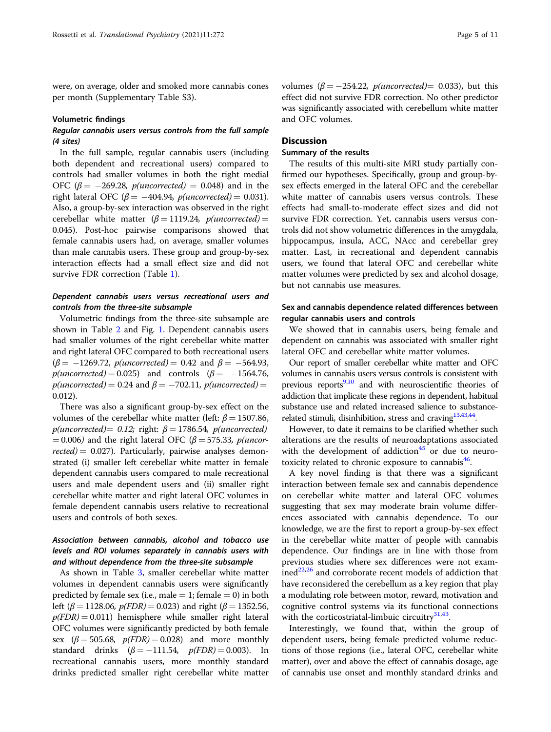were, on average, older and smoked more cannabis cones per month (Supplementary Table S3).

### Volumetric findings

#### *Regular cannabis users versus controls from the full sample (4 sites)*

In the full sample, regular cannabis users (including both dependent and recreational users) compared to controls had smaller volumes in both the right medial OFC ($\beta = -269.28$, $p(uncorrected) = 0.048$) and in the right lateral OFC ($\beta = -404.94$, $p(uncorrected) = 0.031$). Also, a group-by-sex interaction was observed in the right cerebellar white matter ($\beta = 1119.24$, $p(uncorrected) = 0.045$). Post-hoc pairwise comparisons showed that female cannabis users had, on average, smaller volumes than male cannabis users. These group and group-by-sex interaction effects had a small effect size and did not survive FDR correction (Table 1).

#### *Dependent cannabis users versus recreational users and controls from the three-site subsample*

Volumetric findings from the three-site subsample are shown in Table 2 and Fig. 1. Dependent cannabis users had smaller volumes of the right cerebellar white matter and right lateral OFC compared to both recreational users ($\beta = -1269.72$, $p(uncorrected) = 0.42$ and $\beta = -564.93$, $p(uncorrected) = 0.025$) and controls ($\beta = -1564.76$, $p(uncorrected) = 0.24$ and $\beta = -702.11$, $p(uncorrected) = 0.012$).

There was also a significant group-by-sex effect on the volumes of the cerebellar white matter (left: $\beta = 1507.86$, $p(uncorrected) = 0.12$; right: $\beta = 1786.54$, $p(uncorrected) = 0.006$) and the right lateral OFC ($\beta = 575.33$, $p(uncorrected) = 0.027$). Particularly, pairwise analyses demonstrated (i) smaller left cerebellar white matter in female dependent cannabis users compared to male recreational users and male dependent users and (ii) smaller right cerebellar white matter and right lateral OFC volumes in female dependent cannabis users relative to recreational users and controls of both sexes.

#### *Association between cannabis, alcohol and tobacco use levels and ROI volumes separately in cannabis users with and without dependence from the three-site subsample*

As shown in Table 3, smaller cerebellar white matter volumes in dependent cannabis users were significantly predicted by female sex (i.e., male = 1; female = 0) in both left ($\beta = 1128.06$, $p(FDR) = 0.023$) and right ($\beta = 1352.56$, $p(FDR) = 0.011$) hemisphere while smaller right lateral OFC volumes were significantly predicted by both female sex ($\beta = 505.68$, $p(FDR) = 0.028$) and more monthly standard drinks ($\beta = -111.54$, $p(FDR) = 0.003$). In recreational cannabis users, more monthly standard drinks predicted smaller right cerebellar white matter volumes ($\beta = -254.22$, $p(uncorrected) = 0.033$), but this effect did not survive FDR correction. No other predictor was significantly associated with cerebellum white matter and OFC volumes.

## Discussion

### Summary of the results

The results of this multi-site MRI study partially confirmed our hypotheses. Specifically, group and group-by-sex effects emerged in the lateral OFC and the cerebellar white matter of cannabis users versus controls. These effects had small-to-moderate effect sizes and did not survive FDR correction. Yet, cannabis users versus controls did not show volumetric differences in the amygdala, hippocampus, insula, ACC, NAcc and cerebellar grey matter. Last, in recreational and dependent cannabis users, we found that lateral OFC and cerebellar white matter volumes were predicted by sex and alcohol dosage, but not cannabis use measures.

### Sex and cannabis dependence related differences between regular cannabis users and controls

We showed that in cannabis users, being female and dependent on cannabis was associated with smaller right lateral OFC and cerebellar white matter volumes.

Our report of smaller cerebellar white matter and OFC volumes in cannabis users versus controls is consistent with previous reports[9,10] and with neuroscientific theories of addiction that implicate these regions in dependent, habitual substance use and related increased salience to substance-related stimuli, disinhibition, stress and craving[13,43,44].

However, to date it remains to be clarified whether such alterations are the results of neuroadaptations associated with the development of addiction[45] or due to neurotoxicity related to chronic exposure to cannabis[46].

A key novel finding is that there was a significant interaction between female sex and cannabis dependence on cerebellar white matter and lateral OFC volumes suggesting that sex may moderate brain volume differences associated with cannabis dependence. To our knowledge, we are the first to report a group-by-sex effect in the cerebellar white matter of people with cannabis dependence. Our findings are in line with those from previous studies where sex differences were not examined[22,26] and corroborate recent models of addiction that have reconsidered the cerebellum as a key region that play a modulating role between motor, reward, motivation and cognitive control systems via its functional connections with the corticostriatal-limbic circuitry[31,43].

Interestingly, we found that, within the group of dependent users, being female predicted volume reductions of those regions (i.e., lateral OFC, cerebellar white matter), over and above the effect of cannabis dosage, age of cannabis use onset and monthly standard drinks and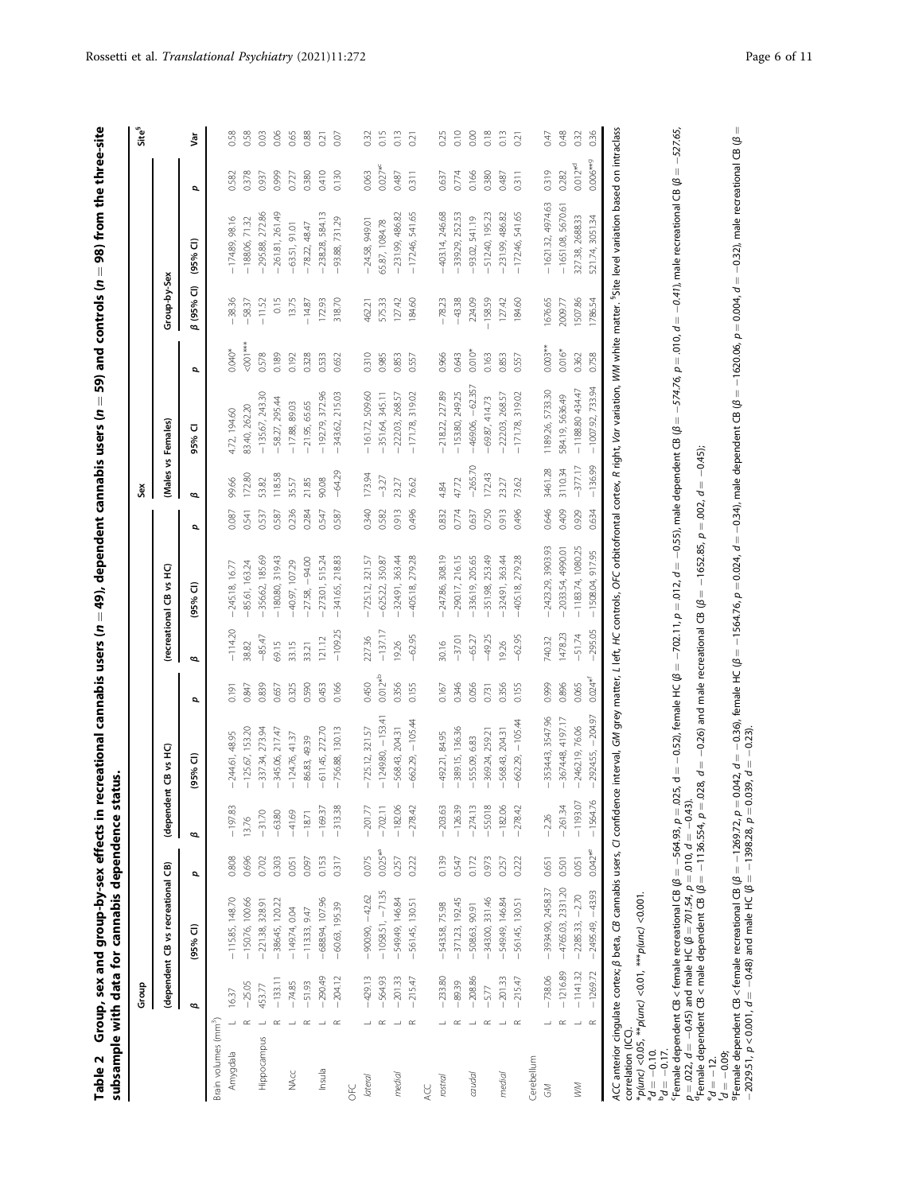**Table 2 Group, sex and group-by-sex effects in recreational cannabis users ($n = 49$), dependent cannabis users ($n = 59$) and controls ($n = 98$) from the three-site subsample with data for cannabis dependence status.**

| | | Group | | | | | | | | | Sex | | | Group-by-Sex | | | Site[§] |
|---|---|---|---|---|---|---|---|---|---|---|---|---|---|---|---|---|---|
| | | (dependent CB vs recreational CB) | | | (dependent CB vs HC) | | | (recreational CB vs HC) | | | (Males vs Females) | | | | | | |
| | | β | (95% CI) | p | β | (95% CI) | p | β | (95% CI) | p | β | 95% CI | p | β (95% CI) | (95% CI) | p | Var |
| Brain volumes (mm³) | | | | | | | | | | | | | | | | | |
| Amygdala | L | 16.37 | −115.85, 148.70 | 0.808 | −197.83 | −244.61, 48.95 | 0.191 | −114.20 | −245.18, 16.77 | 0.087 | 99.66 | 4.72, 194.60 | 0.040* | −38.36 | −174.89, 98.16 | 0.582 | 0.58 |
| | R | −25.05 | −150.76, 100.66 | 0.696 | 13.76 | −125.67, 153.20 | 0.847 | 38.82 | −85.61, 163.24 | 0.541 | 172.80 | 83.40, 262.20 | <.001*** | −58.37 | −188.06, 71.32 | 0.378 | 0.58 |
| Hippocampus | L | 453.77 | −221.38, 328.91 | 0.702 | −31.70 | −337.34, 273.94 | 0.839 | −85.47 | −356.62, 185.69 | 0.537 | 53.82 | −135.67, 243.30 | 0.578 | −11.52 | −295.88, 272.86 | 0.937 | 0.03 |
| | R | −133.11 | −386.45, 120.22 | 0.303 | −63.80 | −345.06, 217.47 | 0.657 | 69.15 | −180.80, 319.43 | 0.587 | 118.58 | −58.27, 295.44 | 0.189 | 0.15 | −261.81, 261.49 | 0.999 | 0.06 |
| NAcc | L | −74.85 | −149.74, 0.04 | 0.051 | −41.69 | −124.76, 41.37 | 0.325 | 33.15 | −40.97, 107.29 | 0.236 | 35.57 | −17.88, 89.03 | 0.192 | 13.75 | −63.51, 91.01 | 0.727 | 0.65 |
| | R | −51.93 | −113.33, 9.47 | 0.097 | −18.71 | −86.83, 49.39 | 0.590 | 33.21 | −27.58, −94.00 | 0.284 | 21.85 | −21.95, 65.65 | 0.328 | −14.87 | −78.22, 48.47 | 0.380 | 0.88 |
| Insula | L | −290.49 | −688.94, 107.96 | 0.153 | −169.37 | −611.45, 272.70 | 0.453 | 121.12 | −273.01, 515.24 | 0.547 | 90.08 | −192.79, 372.96 | 0.533 | 172.93 | −238.28, 584.13 | 0.410 | 0.21 |
| | R | −204.12 | −603.63, 195.39 | 0.317 | −313.38 | −756.88, 130.13 | 0.166 | −109.25 | −341.65, 218.83 | 0.587 | −64.29 | −343.62, 215.03 | 0.652 | 318.70 | −93.88, 731.29 | 0.130 | 0.07 |
| OFC | | | | | | | | | | | | | | | | | |
| *lateral* | L | −429.13 | −900.90, −42.62 | 0.075 | −201.77 | −725.12, 321.57 | 0.450 | 227.36 | −725.12, 321.57 | 0.340 | 173.94 | −161.72, 509.60 | 0.310 | 462.21 | −24.58, 949.01 | 0.063 | 0.32 |
| | R | −564.93 | −1058.51, −71.35 | 0.025*[a] | −702.11 | −1249.80, −153.41 | 0.012*[b] | −137.17 | −625.22, 350.87 | 0.582 | −3.27 | −351.64, 345.11 | 0.985 | 575.33 | 65.87, 1084.78 | 0.027*[c] | 0.15 |
| *medial* | L | −201.33 | −549.49, 146.84 | 0.257 | −182.06 | −568.43, 204.31 | 0.356 | 19.26 | −324.91, 363.44 | 0.913 | 23.27 | −222.03, 268.57 | 0.853 | 127.42 | −231.99, 486.82 | 0.487 | 0.13 |
| | R | −215.47 | −561.45, 130.51 | 0.222 | −278.42 | −662.29, −105.44 | 0.155 | −62.95 | −405.18, 279.28 | 0.496 | 76.62 | −171.78, 319.02 | 0.557 | 184.60 | −172.46, 541.65 | 0.311 | 0.21 |
| ACC | | | | | | | | | | | | | | | | | |
| *rostral* | L | −233.80 | −543.58, 75.98 | 0.139 | −203.63 | −492.21, 84.95 | 0.167 | 30.16 | −247.86, 308.19 | 0.832 | 4.84 | −218.22, 227.89 | 0.966 | −78.23 | −403.14, 246.68 | 0.637 | 0.25 |
| | R | −89.39 | −371.23, 192.45 | 0.547 | −126.39 | −389.15, 136.36 | 0.346 | −37.01 | −290.17, 216.15 | 0.774 | 47.72 | −153.80, 249.25 | 0.643 | −43.38 | −339.29, 252.53 | 0.774 | 0.10 |
| *caudal* | L | −208.86 | −508.63, 90.91 | 0.172 | −274.13 | −555.09, 6.83 | 0.056 | −65.27 | −336.19, 205.65 | 0.637 | −265.70 | −469.06, −62.357 | 0.010* | 224.09 | −93.02, 541.19 | 0.166 | 0.00 |
| | R | −5.77 | −343.00, 331.46 | 0.973 | −55.018 | −369.24, 259.21 | 0.731 | −49.25 | −351.98, 253.49 | 0.750 | 172.43 | −69.87, 414.73 | 0.163 | −158.59 | −512.40, 195.23 | 0.380 | 0.18 |
| *medial* | L | −201.33 | −549.49, 146.84 | 0.257 | −182.06 | −568.43, 204.31 | 0.356 | 19.26 | −324.91, 363.44 | 0.913 | 23.27 | −222.03, 268.57 | 0.853 | 127.42 | −231.99, 486.82 | 0.487 | 0.13 |
| | R | −215.47 | −561.45, 130.51 | 0.222 | −278.42 | −662.29, −105.44 | 0.155 | −62.95 | −405.18, 279.28 | 0.496 | 73.62 | −171.78, 319.02 | 0.557 | 184.60 | −172.46, 541.65 | 0.311 | 0.21 |
| Cerebellum | | | | | | | | | | | | | | | | | |
| GM | L | −738.06 | −3934.90, 2458.37 | 0.651 | −2.26 | −3534.43, 3547.96 | 0.999 | 740.32 | −2423.29, 3903.93 | 0.646 | 3461.28 | 1189.26, 5733.30 | 0.003** | 1676.65 | −1621.32, 4974.63 | 0.319 | 0.47 |
| | R | −1216.89 | −4765.03, 2331.20 | 0.501 | −261.34 | −3674.48, 4197.17 | 0.896 | 1478.23 | −2033.54, 4990.01 | 0.409 | 3110.34 | 584.19, 5636.49 | 0.016* | 2009.77 | −1651.08, 5670.61 | 0.282 | 0.48 |
| WM | L | −1141.32 | −2285.33, −2.70 | 0.051 | −1193.07 | −2462.19, 76.06 | 0.065 | −51.74 | −1183.74, 1080.25 | 0.929 | −377.17 | −1188.80 434.47 | 0.362 | 1507.86 | 327.38, 2688.33 | 0.012*[d] | 0.32 |
| | R | −1269.72 | −2495.49, −43.93 | 0.042*[e] | −1564.76 | −2924.55, −204.97 | 0.024*[f] | −295.05 | −1508.04, 917.95 | 0.634 | −136.99 | −1007.92, 733.94 | 0.758 | 1786.54 | 521.74, 3051.34 | 0.006**[g] | 0.36 |

ACC anterior cingulate cortex; β beta, CB cannabis users, CI confidence interval, GM grey matter, L left, HC controls, OFC orbitofrontal cortex, R right, Var variation, WM white matter. [§]Site level variation based on intraclass correlation (ICC).
*p(unc) <0.05, **p(unc) <0.01, ***p(unc) <0.001.
[a]$d = -0.10$.
[b]$d = -0.17$.
[c]Female dependent CB < female recreational CB ($\beta = -564.93$, $p = .025$, $d = -0.52$), female HC ($\beta = -702.11$, $p = .012$, $d = -0.55$), male dependent CB ($\beta = -574.76$, $p = .010$, $d = -0.41$), male recreational CB ($\beta = -527.65$, $p = .022$, $d = -0.45$) and male HC ($\beta = 701.54$, $p = .010$, $d = -0.43$).
[d]Female dependent CB < male dependent CB ($\beta = -1136.554$, $p = .028$, $d = -0.26$) and male recreational CB ($\beta = -1652.85$, $p = .002$, $d = -0.45$);
[e]$d = -.12$.
[f]$d = -0.09$;
[g]Female dependent CB < female recreational CB ($\beta = -1269.72$, $p = 0.042$, $d = -0.36$), female HC ($\beta = -1564.76$, $p = 0.024$, $d = -0.34$), male dependent CB ($\beta = -1620.06$, $p = 0.004$, $d = -0.32$), male recreational CB ($\beta = -2029.51$, $p < 0.001$, $d = -0.48$) and male HC ($\beta = -1398.28$, $p = 0.039$, $d = -0.23$).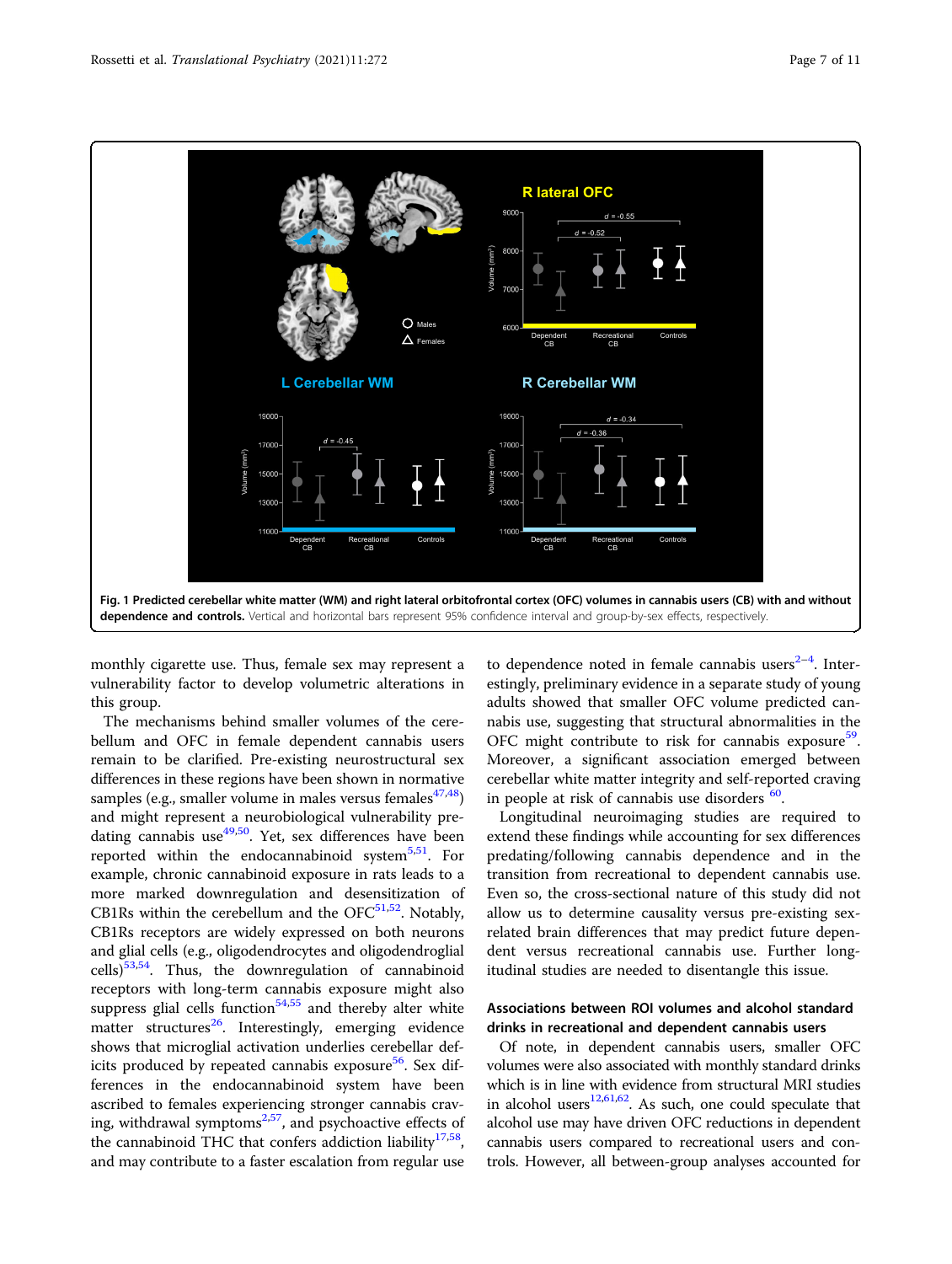**Fig. 1 Predicted cerebellar white matter (WM) and right lateral orbitofrontal cortex (OFC) volumes in cannabis users (CB) with and without dependence and controls.** Vertical and horizontal bars represent 95% confidence interval and group-by-sex effects, respectively.

monthly cigarette use. Thus, female sex may represent a vulnerability factor to develop volumetric alterations in this group.

The mechanisms behind smaller volumes of the cerebellum and OFC in female dependent cannabis users remain to be clarified. Pre-existing neurostructural sex differences in these regions have been shown in normative samples (e.g., smaller volume in males versus females[47,48]) and might represent a neurobiological vulnerability predating cannabis use[49,50]. Yet, sex differences have been reported within the endocannabinoid system[5,51]. For example, chronic cannabinoid exposure in rats leads to a more marked downregulation and desensitization of CB1Rs within the cerebellum and the OFC[51,52]. Notably, CB1Rs receptors are widely expressed on both neurons and glial cells (e.g., oligodendrocytes and oligodendroglial cells)[53,54]. Thus, the downregulation of cannabinoid receptors with long-term cannabis exposure might also suppress glial cells function[54,55] and thereby alter white matter structures[26]. Interestingly, emerging evidence shows that microglial activation underlies cerebellar deficits produced by repeated cannabis exposure[56]. Sex differences in the endocannabinoid system have been ascribed to females experiencing stronger cannabis craving, withdrawal symptoms[2,57], and psychoactive effects of the cannabinoid THC that confers addiction liability[17,58], and may contribute to a faster escalation from regular use to dependence noted in female cannabis users[2–4]. Interestingly, preliminary evidence in a separate study of young adults showed that smaller OFC volume predicted cannabis use, suggesting that structural abnormalities in the OFC might contribute to risk for cannabis exposure[59]. Moreover, a significant association emerged between cerebellar white matter integrity and self-reported craving in people at risk of cannabis use disorders [60].

Longitudinal neuroimaging studies are required to extend these findings while accounting for sex differences predating/following cannabis dependence and in the transition from recreational to dependent cannabis use. Even so, the cross-sectional nature of this study did not allow us to determine causality versus pre-existing sex-related brain differences that may predict future dependent versus recreational cannabis use. Further longitudinal studies are needed to disentangle this issue.

### Associations between ROI volumes and alcohol standard drinks in recreational and dependent cannabis users

Of note, in dependent cannabis users, smaller OFC volumes were also associated with monthly standard drinks which is in line with evidence from structural MRI studies in alcohol users[12,61,62]. As such, one could speculate that alcohol use may have driven OFC reductions in dependent cannabis users compared to recreational users and controls. However, all between-group analyses accounted for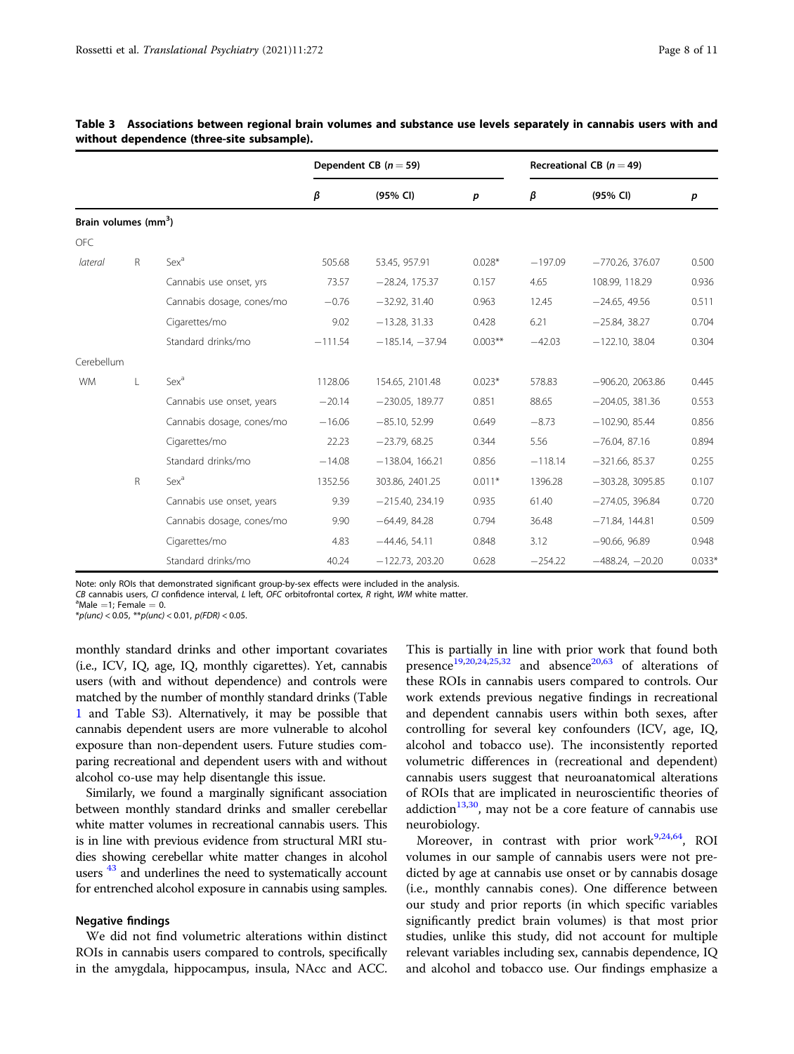**Table 3 Associations between regional brain volumes and substance use levels separately in cannabis users with and without dependence (three-site subsample).**

| | | | Dependent CB ($n = 59$) | | | Recreational CB ($n = 49$) | | |
|---|---|---|---|---|---|---|---|---|
| | | | $\beta$ | (95% CI) | $p$ | $\beta$ | (95% CI) | $p$ |
| **Brain volumes (mm$^3$)** | | | | | | | | |
| OFC | | | | | | | | |
| *lateral* | R | Sex[a] | 505.68 | 53.45, 957.91 | 0.028* | −197.09 | −770.26, 376.07 | 0.500 |
| | | Cannabis use onset, yrs | 73.57 | −28.24, 175.37 | 0.157 | 4.65 | 108.99, 118.29 | 0.936 |
| | | Cannabis dosage, cones/mo | −0.76 | −32.92, 31.40 | 0.963 | 12.45 | −24.65, 49.56 | 0.511 |
| | | Cigarettes/mo | 9.02 | −13.28, 31.33 | 0.428 | 6.21 | −25.84, 38.27 | 0.704 |
| | | Standard drinks/mo | −111.54 | −185.14, −37.94 | 0.003** | −42.03 | −122.10, 38.04 | 0.304 |
| Cerebellum | | | | | | | | |
| WM | L | Sex[a] | 1128.06 | 154.65, 2101.48 | 0.023* | 578.83 | −906.20, 2063.86 | 0.445 |
| | | Cannabis use onset, years | −20.14 | −230.05, 189.77 | 0.851 | 88.65 | −204.05, 381.36 | 0.553 |
| | | Cannabis dosage, cones/mo | −16.06 | −85.10, 52.99 | 0.649 | −8.73 | −102.90, 85.44 | 0.856 |
| | | Cigarettes/mo | 22.23 | −23.79, 68.25 | 0.344 | 5.56 | −76.04, 87.16 | 0.894 |
| | | Standard drinks/mo | −14.08 | −138.04, 166.21 | 0.856 | −118.14 | −321.66, 85.37 | 0.255 |
| | R | Sex[a] | 1352.56 | 303.86, 2401.25 | 0.011* | 1396.28 | −303.28, 3095.85 | 0.107 |
| | | Cannabis use onset, years | 9.39 | −215.40, 234.19 | 0.935 | 61.40 | −274.05, 396.84 | 0.720 |
| | | Cannabis dosage, cones/mo | 9.90 | −64.49, 84.28 | 0.794 | 36.48 | −71.84, 144.81 | 0.509 |
| | | Cigarettes/mo | 4.83 | −44.46, 54.11 | 0.848 | 3.12 | −90.66, 96.89 | 0.948 |
| | | Standard drinks/mo | 40.24 | −122.73, 203.20 | 0.628 | −254.22 | −488.24, −20.20 | 0.033* |

Note: only ROIs that demonstrated significant group-by-sex effects were included in the analysis.
*CB* cannabis users, *CI* confidence interval, *L* left, *OFC* orbitofrontal cortex, *R* right, *WM* white matter.
[a]Male = 1; Female = 0.
*$p(unc) < 0.05$, **$p(unc) < 0.01$, $p(FDR) < 0.05$.

monthly standard drinks and other important covariates (i.e., ICV, IQ, age, IQ, monthly cigarettes). Yet, cannabis users (with and without dependence) and controls were matched by the number of monthly standard drinks (Table 1 and Table S3). Alternatively, it may be possible that cannabis dependent users are more vulnerable to alcohol exposure than non-dependent users. Future studies comparing recreational and dependent users with and without alcohol co-use may help disentangle this issue.

Similarly, we found a marginally significant association between monthly standard drinks and smaller cerebellar white matter volumes in recreational cannabis users. This is in line with previous evidence from structural MRI studies showing cerebellar white matter changes in alcohol users [43] and underlines the need to systematically account for entrenched alcohol exposure in cannabis using samples.

### Negative findings

We did not find volumetric alterations within distinct ROIs in cannabis users compared to controls, specifically in the amygdala, hippocampus, insula, NAcc and ACC. This is partially in line with prior work that found both presence[19,20,24,25,32] and absence[20,63] of alterations of these ROIs in cannabis users compared to controls. Our work extends previous negative findings in recreational and dependent cannabis users within both sexes, after controlling for several key confounders (ICV, age, IQ, alcohol and tobacco use). The inconsistently reported volumetric differences in (recreational and dependent) cannabis users suggest that neuroanatomical alterations of ROIs that are implicated in neuroscientific theories of addiction[13,30], may not be a core feature of cannabis use neurobiology.

Moreover, in contrast with prior work[9,24,64], ROI volumes in our sample of cannabis users were not predicted by age at cannabis use onset or by cannabis dosage (i.e., monthly cannabis cones). One difference between our study and prior reports (in which specific variables significantly predict brain volumes) is that most prior studies, unlike this study, did not account for multiple relevant variables including sex, cannabis dependence, IQ and alcohol and tobacco use. Our findings emphasize a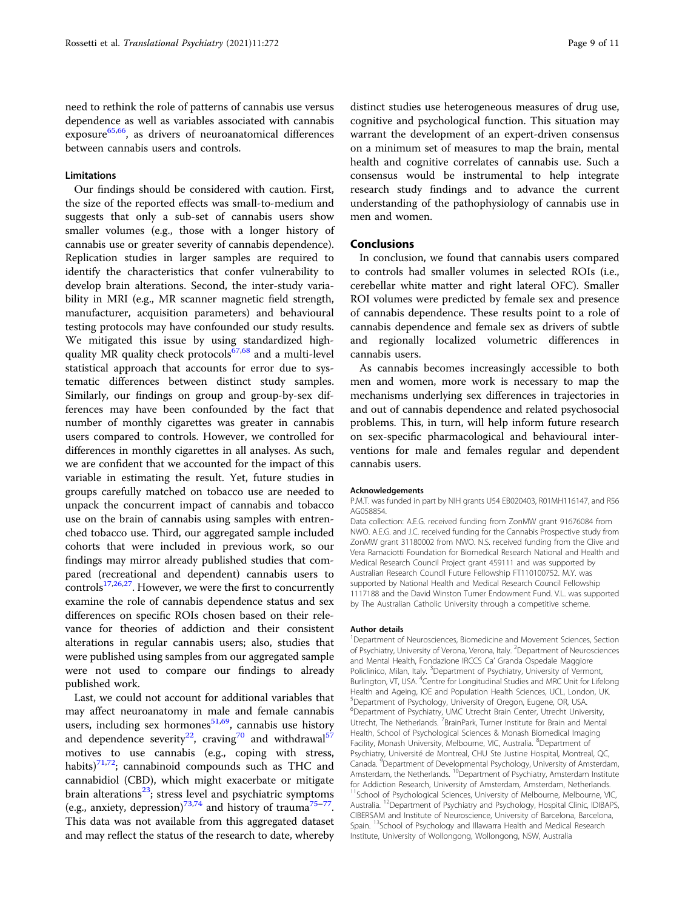need to rethink the role of patterns of cannabis use versus dependence as well as variables associated with cannabis exposure[65,66], as drivers of neuroanatomical differences between cannabis users and controls.

### Limitations

Our findings should be considered with caution. First, the size of the reported effects was small-to-medium and suggests that only a sub-set of cannabis users show smaller volumes (e.g., those with a longer history of cannabis use or greater severity of cannabis dependence). Replication studies in larger samples are required to identify the characteristics that confer vulnerability to develop brain alterations. Second, the inter-study variability in MRI (e.g., MR scanner magnetic field strength, manufacturer, acquisition parameters) and behavioural testing protocols may have confounded our study results. We mitigated this issue by using standardized high-quality MR quality check protocols[67,68] and a multi-level statistical approach that accounts for error due to systematic differences between distinct study samples. Similarly, our findings on group and group-by-sex differences may have been confounded by the fact that number of monthly cigarettes was greater in cannabis users compared to controls. However, we controlled for differences in monthly cigarettes in all analyses. As such, we are confident that we accounted for the impact of this variable in estimating the result. Yet, future studies in groups carefully matched on tobacco use are needed to unpack the concurrent impact of cannabis and tobacco use on the brain of cannabis using samples with entrenched tobacco use. Third, our aggregated sample included cohorts that were included in previous work, so our findings may mirror already published studies that compared (recreational and dependent) cannabis users to controls[17,26,27]. However, we were the first to concurrently examine the role of cannabis dependence status and sex differences on specific ROIs chosen based on their relevance for theories of addiction and their consistent alterations in regular cannabis users; also, studies that were published using samples from our aggregated sample were not used to compare our findings to already published work.

Last, we could not account for additional variables that may affect neuroanatomy in male and female cannabis users, including sex hormones[51,69], cannabis use history and dependence severity[22], craving[70] and withdrawal[57] motives to use cannabis (e.g., coping with stress, habits)[71,72]; cannabinoid compounds such as THC and cannabidiol (CBD), which might exacerbate or mitigate brain alterations[23]; stress level and psychiatric symptoms (e.g., anxiety, depression)[73,74] and history of trauma[75–77]. This data was not available from this aggregated dataset and may reflect the status of the research to date, whereby distinct studies use heterogeneous measures of drug use, cognitive and psychological function. This situation may warrant the development of an expert-driven consensus on a minimum set of measures to map the brain, mental health and cognitive correlates of cannabis use. Such a consensus would be instrumental to help integrate research study findings and to advance the current understanding of the pathophysiology of cannabis use in men and women.

## Conclusions

In conclusion, we found that cannabis users compared to controls had smaller volumes in selected ROIs (i.e., cerebellar white matter and right lateral OFC). Smaller ROI volumes were predicted by female sex and presence of cannabis dependence. These results point to a role of cannabis dependence and female sex as drivers of subtle and regionally localized volumetric differences in cannabis users.

As cannabis becomes increasingly accessible to both men and women, more work is necessary to map the mechanisms underlying sex differences in trajectories in and out of cannabis dependence and related psychosocial problems. This, in turn, will help inform future research on sex-specific pharmacological and behavioural interventions for male and females regular and dependent cannabis users.

#### Acknowledgements

P.M.T. was funded in part by NIH grants U54 EB020403, R01MH116147, and R56 AG058854.
Data collection: A.E.G. received funding from ZonMW grant 91676084 from NWO. A.E.G. and J.C. received funding for the Cannabis Prospective study from ZonMW grant 31180002 from NWO. N.S. received funding from the Clive and Vera Ramaciotti Foundation for Biomedical Research National and Health and Medical Research Council Project grant 459111 and was supported by Australian Research Council Future Fellowship FT110100752. M.Y. was supported by National Health and Medical Research Council Fellowship 1117188 and the David Winston Turner Endowment Fund. V.L. was supported by The Australian Catholic University through a competitive scheme.

#### Author details

[1]Department of Neurosciences, Biomedicine and Movement Sciences, Section of Psychiatry, University of Verona, Verona, Italy. [2]Department of Neurosciences and Mental Health, Fondazione IRCCS Ca' Granda Ospedale Maggiore Policlinico, Milan, Italy. [3]Department of Psychiatry, University of Vermont, Burlington, VT, USA. [4]Centre for Longitudinal Studies and MRC Unit for Lifelong Health and Ageing, IOE and Population Health Sciences, UCL, London, UK. [5]Department of Psychology, University of Oregon, Eugene, OR, USA. [6]Department of Psychiatry, UMC Utrecht Brain Center, Utrecht University, Utrecht, The Netherlands. [7]BrainPark, Turner Institute for Brain and Mental Health, School of Psychological Sciences & Monash Biomedical Imaging Facility, Monash University, Melbourne, VIC, Australia. [8]Department of Psychiatry, Université de Montreal, CHU Ste Justine Hospital, Montreal, QC, Canada. [9]Department of Developmental Psychology, University of Amsterdam, Amsterdam, the Netherlands. [10]Department of Psychiatry, Amsterdam Institute for Addiction Research, University of Amsterdam, Amsterdam, Netherlands. [11]School of Psychological Sciences, University of Melbourne, Melbourne, VIC, Australia. [12]Department of Psychiatry and Psychology, Hospital Clinic, IDIBAPS, CIBERSAM and Institute of Neuroscience, University of Barcelona, Barcelona, Spain. [13]School of Psychology and Illawarra Health and Medical Research Institute, University of Wollongong, Wollongong, NSW, Australia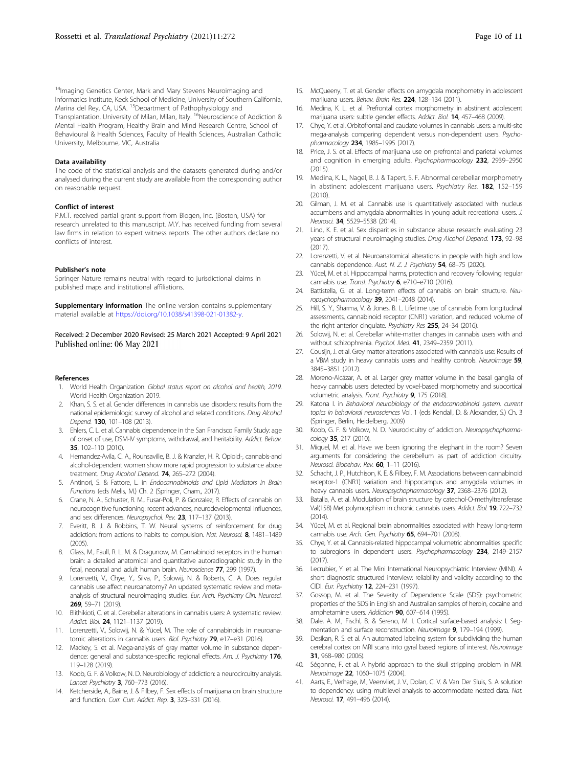[14]Imaging Genetics Center, Mark and Mary Stevens Neuroimaging and Informatics Institute, Keck School of Medicine, University of Southern California, Marina del Rey, CA, USA. [15]Department of Pathophysiology and Transplantation, University of Milan, Milan, Italy. [16]Neuroscience of Addiction & Mental Health Program, Healthy Brain and Mind Research Centre, School of Behavioural & Health Sciences, Faculty of Health Sciences, Australian Catholic University, Melbourne, VIC, Australia

#### Data availability

The code of the statistical analysis and the datasets generated during and/or analysed during the current study are available from the corresponding author on reasonable request.

#### Conflict of interest

P.M.T. received partial grant support from Biogen, Inc. (Boston, USA) for research unrelated to this manuscript. M.Y. has received funding from several law firms in relation to expert witness reports. The other authors declare no conflicts of interest.

#### Publisher's note

Springer Nature remains neutral with regard to jurisdictional claims in published maps and institutional affiliations.

**Supplementary information** The online version contains supplementary material available at https://doi.org/10.1038/s41398-021-01382-y.

Received: 2 December 2020 Revised: 25 March 2021 Accepted: 9 April 2021
Published online: 06 May 2021

#### References

1. World Health Organization. *Global status report on alcohol and health, 2019*. World Health Organization 2019.
2. Khan, S. S. et al. Gender differences in cannabis use disorders: results from the national epidemiologic survey of alcohol and related conditions. *Drug Alcohol Depend.* **130**, 101–108 (2013).
3. Ehlers, C. L. et al. Cannabis dependence in the San Francisco Family Study: age of onset of use, DSM-IV symptoms, withdrawal, and heritability. *Addict. Behav.* **35**, 102–110 (2010).
4. Hernandez-Avila, C. A., Rounsaville, B. J. & Kranzler, H. R. Opioid-, cannabis-and alcohol-dependent women show more rapid progression to substance abuse treatment. *Drug Alcohol Depend.* **74**, 265–272 (2004).
5. Antinori, S. & Fattore, L. in *Endocannabinoids and Lipid Mediators in Brain Functions* (eds Melis, M.) Ch. 2 (Springer, Cham., 2017).
6. Crane, N. A., Schuster, R. M., Fusar-Poli, P. & Gonzalez, R. Effects of cannabis on neurocognitive functioning: recent advances, neurodevelopmental influences, and sex differences. *Neuropsychol. Rev.* **23**, 117–137 (2013).
7. Everitt, B. J. & Robbins, T. W. Neural systems of reinforcement for drug addiction: from actions to habits to compulsion. *Nat. Neurosci.* **8**, 1481–1489 (2005).
8. Glass, M., Faull, R. L. M. & Dragunow, M. Cannabinoid receptors in the human brain: a detailed anatomical and quantitative autoradiographic study in the fetal, neonatal and adult human brain. *Neuroscience* **77**, 299 (1997).
9. Lorenzetti, V., Chye, Y., Silva, P., Solowij, N. & Roberts, C. A. Does regular cannabis use affect neuroanatomy? An updated systematic review and meta-analysis of structural neuroimaging studies. *Eur. Arch. Psychiatry Clin. Neurosci.* **269**, 59–71 (2019).
10. Blithikioti, C. et al. Cerebellar alterations in cannabis users: A systematic review. *Addict. Biol.* **24**, 1121–1137 (2019).
11. Lorenzetti, V., Solowij, N. & Yücel, M. The role of cannabinoids in neuroanatomic alterations in cannabis users. *Biol. Psychiatry* **79**, e17–e31 (2016).
12. Mackey, S. et al. Mega-analysis of gray matter volume in substance dependence: general and substance-specific regional effects. *Am. J. Psychiatry* **176**, 119–128 (2019).
13. Koob, G. F. & Volkow, N. D. Neurobiology of addiction: a neurocircuitry analysis. *Lancet Psychiatry* **3**, 760–773 (2016).
14. Ketcherside, A., Baine, J. & Filbey, F. Sex effects of marijuana on brain structure and function. *Curr. Curr. Addict. Rep.* **3**, 323–331 (2016).
15. McQueeny, T. et al. Gender effects on amygdala morphometry in adolescent marijuana users. *Behav. Brain Res.* **224**, 128–134 (2011).
16. Medina, K. L. et al. Prefrontal cortex morphometry in abstinent adolescent marijuana users: subtle gender effects. *Addict. Biol.* **14**, 457–468 (2009).
17. Chye, Y. et al. Orbitofrontal and caudate volumes in cannabis users: a multi-site mega-analysis comparing dependent versus non-dependent users. *Psychopharmacology* **234**, 1985–1995 (2017).
18. Price, J. S. et al. Effects of marijuana use on prefrontal and parietal volumes and cognition in emerging adults. *Psychopharmacology* **232**, 2939–2950 (2015).
19. Medina, K. L., Nagel, B. J. & Tapert, S. F. Abnormal cerebellar morphometry in abstinent adolescent marijuana users. *Psychiatry Res.* **182**, 152–159 (2010).
20. Gilman, J. M. et al. Cannabis use is quantitatively associated with nucleus accumbens and amygdala abnormalities in young adult recreational users. *J. Neurosci.* **34**, 5529–5538 (2014).
21. Lind, K. E. et al. Sex disparities in substance abuse research: evaluating 23 years of structural neuroimaging studies. *Drug Alcohol Depend.* **173**, 92–98 (2017).
22. Lorenzetti, V. et al. Neuroanatomical alterations in people with high and low cannabis dependence. *Aust. N. Z. J. Psychiatry* **54**, 68–75 (2020).
23. Yücel, M. et al. Hippocampal harms, protection and recovery following regular cannabis use. *Transl. Psychiatry* **6**, e710–e710 (2016).
24. Battistella, G. et al. Long-term effects of cannabis on brain structure. *Neuropsychopharmacology* **39**, 2041–2048 (2014).
25. Hill, S. Y., Sharma, V. & Jones, B. L. Lifetime use of cannabis from longitudinal assessments, cannabinoid receptor (CNR1) variation, and reduced volume of the right anterior cingulate. *Psychiatry Res* **255**, 24–34 (2016).
26. Solowij, N. et al. Cerebellar white-matter changes in cannabis users with and without schizophrenia. *Psychol. Med.* **41**, 2349–2359 (2011).
27. Cousijn, J. et al. Grey matter alterations associated with cannabis use: Results of a VBM study in heavy cannabis users and healthy controls. *NeuroImage* **59**, 3845–3851 (2012).
28. Moreno-Alcázar, A. et al. Larger grey matter volume in the basal ganglia of heavy cannabis users detected by voxel-based morphometry and subcortical volumetric analysis. *Front. Psychiatry* **9**, 175 (2018).
29. Katona I. in *Behavioral neurobiology of the endocannabinoid system. current topics in behavioral neurosciences* Vol. 1 (eds Kendall, D. & Alexander, S.) Ch. 3 (Springer, Berlin, Heidelberg, 2009)
30. Koob, G. F. & Volkow, N. D. Neurocircuitry of addiction. *Neuropsychopharmacology* **35**, 217 (2010).
31. Miquel, M. et al. Have we been ignoring the elephant in the room? Seven arguments for considering the cerebellum as part of addiction circuitry. *Neurosci. Biobehav. Rev.* **60**, 1–11 (2016).
32. Schacht, J. P., Hutchison, K. E. & Filbey, F. M. Associations between cannabinoid receptor-1 (CNR1) variation and hippocampus and amygdala volumes in heavy cannabis users. *Neuropsychopharmacology* **37**, 2368–2376 (2012).
33. Batalla, A. et al. Modulation of brain structure by catechol-O-methyltransferase Val(158) Met polymorphism in chronic cannabis users. *Addict. Biol.* **19**, 722–732 (2014).
34. Yücel, M. et al. Regional brain abnormalities associated with heavy long-term cannabis use. *Arch. Gen. Psychiatry* **65**, 694–701 (2008).
35. Chye, Y. et al. Cannabis-related hippocampal volumetric abnormalities specific to subregions in dependent users. *Psychopharmacology* **234**, 2149–2157 (2017).
36. Lecrubier, Y. et al. The Mini International Neuropsychiatric Interview (MINI). A short diagnostic structured interview: reliability and validity according to the CIDI. *Eur. Psychiatry* **12**, 224–231 (1997).
37. Gossop, M. et al. The Severity of Dependence Scale (SDS): psychometric properties of the SDS in English and Australian samples of heroin, cocaine and amphetamine users. *Addiction* **90**, 607–614 (1995).
38. Dale, A. M., Fischl, B. & Sereno, M. I. Cortical surface-based analysis: I. Segmentation and surface reconstruction. *Neuroimage* **9**, 179–194 (1999).
39. Desikan, R. S. et al. An automated labeling system for subdividing the human cerebral cortex on MRI scans into gyral based regions of interest. *Neuroimage* **31**, 968–980 (2006).
40. Ségonne, F. et al. A hybrid approach to the skull stripping problem in MRI. *Neuroimage* **22**, 1060–1075 (2004).
41. Aarts, E., Verhage, M., Veenvliet, J. V., Dolan, C. V. & Van Der Sluis, S. A solution to dependency: using multilevel analysis to accommodate nested data. *Nat. Neurosci.* **17**, 491–496 (2014).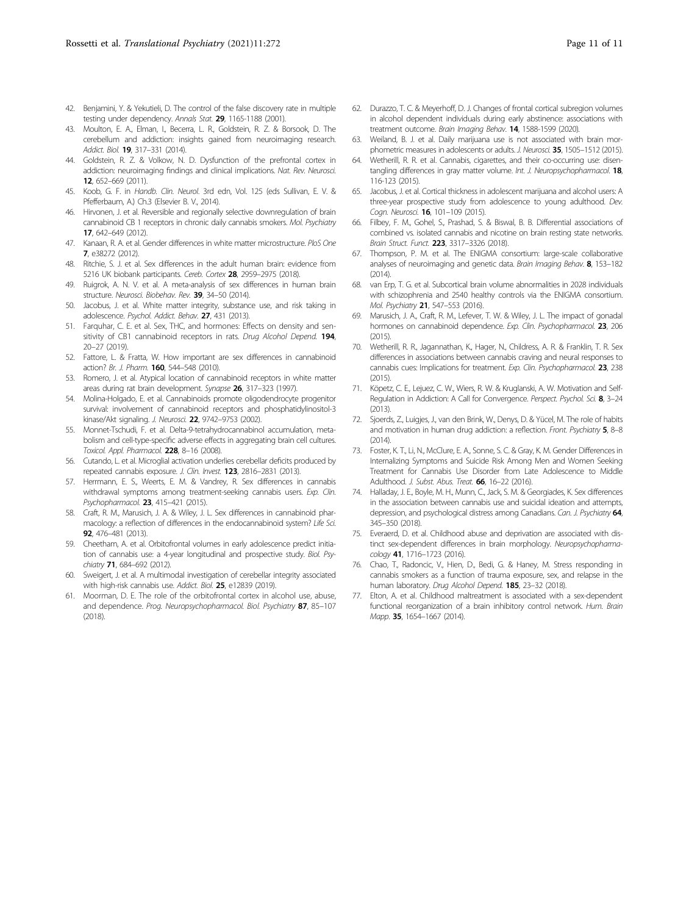42. Benjamini, Y. & Yekutieli, D. The control of the false discovery rate in multiple testing under dependency. *Annals Stat.* **29**, 1165-1188 (2001).
43. Moulton, E. A., Elman, I., Becerra, L. R., Goldstein, R. Z. & Borsook, D. The cerebellum and addiction: insights gained from neuroimaging research. *Addict. Biol.* **19**, 317–331 (2014).
44. Goldstein, R. Z. & Volkow, N. D. Dysfunction of the prefrontal cortex in addiction: neuroimaging findings and clinical implications. *Nat. Rev. Neurosci.* **12**, 652–669 (2011).
45. Koob, G. F. in *Handb. Clin. Neurol.* 3rd edn, Vol. 125 (eds Sullivan, E. V. & Pfefferbaum, A.) Ch.3 (Elsevier B. V., 2014).
46. Hirvonen, J. et al. Reversible and regionally selective downregulation of brain cannabinoid CB 1 receptors in chronic daily cannabis smokers. *Mol. Psychiatry* **17**, 642–649 (2012).
47. Kanaan, R. A. et al. Gender differences in white matter microstructure. *PloS One* **7**, e38272 (2012).
48. Ritchie, S. J. et al. Sex differences in the adult human brain: evidence from 5216 UK biobank participants. *Cereb. Cortex* **28**, 2959–2975 (2018).
49. Ruigrok, A. N. V. et al. A meta-analysis of sex differences in human brain structure. *Neurosci. Biobehav. Rev.* **39**, 34–50 (2014).
50. Jacobus, J. et al. White matter integrity, substance use, and risk taking in adolescence. *Psychol. Addict. Behav.* **27**, 431 (2013).
51. Farquhar, C. E. et al. Sex, THC, and hormones: Effects on density and sensitivity of CB1 cannabinoid receptors in rats. *Drug Alcohol Depend.* **194**, 20–27 (2019).
52. Fattore, L. & Fratta, W. How important are sex differences in cannabinoid action? *Br. J. Pharm.* **160**, 544–548 (2010).
53. Romero, J. et al. Atypical location of cannabinoid receptors in white matter areas during rat brain development. *Synapse* **26**, 317–323 (1997).
54. Molina-Holgado, E. et al. Cannabinoids promote oligodendrocyte progenitor survival: involvement of cannabinoid receptors and phosphatidylinositol-3 kinase/Akt signaling. *J. Neurosci.* **22**, 9742–9753 (2002).
55. Monnet-Tschudi, F. et al. Delta-9-tetrahydrocannabinol accumulation, metabolism and cell-type-specific adverse effects in aggregating brain cell cultures. *Toxicol. Appl. Pharmacol.* **228**, 8–16 (2008).
56. Cutando, L. et al. Microglial activation underlies cerebellar deficits produced by repeated cannabis exposure. *J. Clin. Invest.* **123**, 2816–2831 (2013).
57. Herrmann, E. S., Weerts, E. M. & Vandrey, R. Sex differences in cannabis withdrawal symptoms among treatment-seeking cannabis users. *Exp. Clin. Psychopharmacol.* **23**, 415–421 (2015).
58. Craft, R. M., Marusich, J. A. & Wiley, J. L. Sex differences in cannabinoid pharmacology: a reflection of differences in the endocannabinoid system? *Life Sci.* **92**, 476–481 (2013).
59. Cheetham, A. et al. Orbitofrontal volumes in early adolescence predict initiation of cannabis use: a 4-year longitudinal and prospective study. *Biol. Psychiatry* **71**, 684–692 (2012).
60. Sweigert, J. et al. A multimodal investigation of cerebellar integrity associated with high-risk cannabis use. *Addict. Biol.* **25**, e12839 (2019).
61. Moorman, D. E. The role of the orbitofrontal cortex in alcohol use, abuse, and dependence. *Prog. Neuropsychopharmacol. Biol. Psychiatry* **87**, 85–107 (2018).
62. Durazzo, T. C. & Meyerhoff, D. J. Changes of frontal cortical subregion volumes in alcohol dependent individuals during early abstinence: associations with treatment outcome. *Brain Imaging Behav.* **14**, 1588-1599 (2020).
63. Weiland, B. J. et al. Daily marijuana use is not associated with brain morphometric measures in adolescents or adults. *J. Neurosci.* **35**, 1505–1512 (2015).
64. Wetherill, R. R. et al. Cannabis, cigarettes, and their co-occurring use: disentangling differences in gray matter volume. *Int. J. Neuropsychopharmacol.* **18**, 116-123 (2015).
65. Jacobus, J. et al. Cortical thickness in adolescent marijuana and alcohol users: A three-year prospective study from adolescence to young adulthood. *Dev. Cogn. Neurosci.* **16**, 101–109 (2015).
66. Filbey, F. M., Gohel, S., Prashad, S. & Biswal, B. B. Differential associations of combined vs. isolated cannabis and nicotine on brain resting state networks. *Brain Struct. Funct.* **223**, 3317–3326 (2018).
67. Thompson, P. M. et al. The ENIGMA consortium: large-scale collaborative analyses of neuroimaging and genetic data. *Brain Imaging Behav.* **8**, 153–182 (2014).
68. van Erp, T. G. et al. Subcortical brain volume abnormalities in 2028 individuals with schizophrenia and 2540 healthy controls via the ENIGMA consortium. *Mol. Psychiatry* **21**, 547–553 (2016).
69. Marusich, J. A., Craft, R. M., Lefever, T. W. & Wiley, J. L. The impact of gonadal hormones on cannabinoid dependence. *Exp. Clin. Psychopharmacol.* **23**, 206 (2015).
70. Wetherill, R. R., Jagannathan, K., Hager, N., Childress, A. R. & Franklin, T. R. Sex differences in associations between cannabis craving and neural responses to cannabis cues: Implications for treatment. *Exp. Clin. Psychopharmacol.* **23**, 238 (2015).
71. Köpetz, C. E., Lejuez, C. W., Wiers, R. W. & Kruglanski, A. W. Motivation and Self-Regulation in Addiction: A Call for Convergence. *Perspect. Psychol. Sci.* **8**, 3–24 (2013).
72. Sjoerds, Z., Luigjes, J., van den Brink, W., Denys, D. & Yücel, M. The role of habits and motivation in human drug addiction: a reflection. *Front. Psychiatry* **5**, 8–8 (2014).
73. Foster, K. T., Li, N., McClure, E. A., Sonne, S. C. & Gray, K. M. Gender Differences in Internalizing Symptoms and Suicide Risk Among Men and Women Seeking Treatment for Cannabis Use Disorder from Late Adolescence to Middle Adulthood. *J. Subst. Abus. Treat.* **66**, 16–22 (2016).
74. Halladay, J. E., Boyle, M. H., Munn, C., Jack, S. M. & Georgiades, K. Sex differences in the association between cannabis use and suicidal ideation and attempts, depression, and psychological distress among Canadians. *Can. J. Psychiatry* **64**, 345–350 (2018).
75. Everaerd, D. et al. Childhood abuse and deprivation are associated with distinct sex-dependent differences in brain morphology. *Neuropsychopharmacology* **41**, 1716–1723 (2016).
76. Chao, T., Radoncic, V., Hien, D., Bedi, G. & Haney, M. Stress responding in cannabis smokers as a function of trauma exposure, sex, and relapse in the human laboratory. *Drug Alcohol Depend.* **185**, 23–32 (2018).
77. Elton, A. et al. Childhood maltreatment is associated with a sex-dependent functional reorganization of a brain inhibitory control network. *Hum. Brain Mapp.* **35**, 1654–1667 (2014).